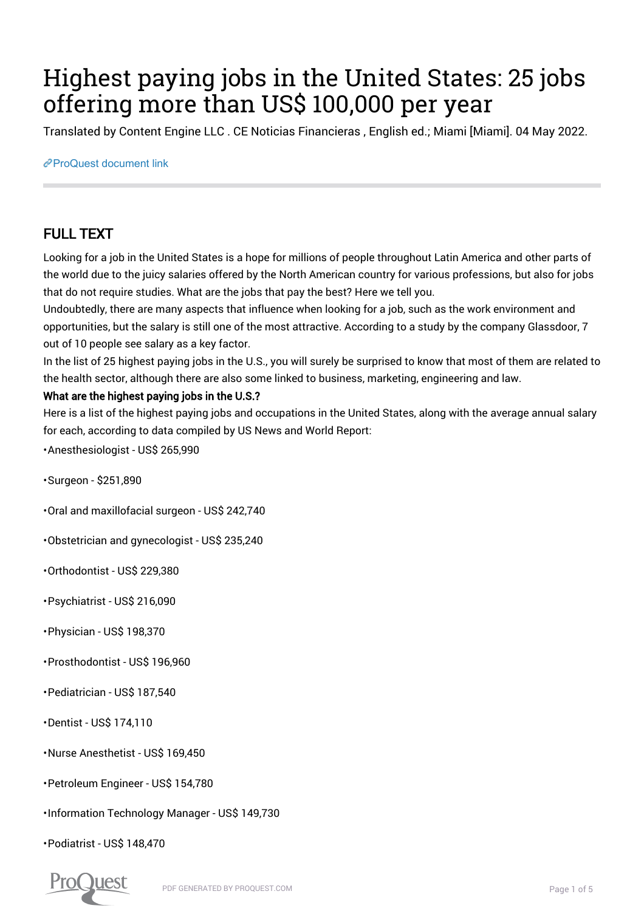# Highest paying jobs in the United States: 25 jobs offering more than US$ 100,000 per year

Translated by Content Engine LLC . CE Noticias Financieras , English ed.; Miami [Miami]. 04 May 2022.

ProQuest document link

## FULL TEXT

Looking for a job in the United States is a hope for millions of people throughout Latin America and other parts of the world due to the juicy salaries offered by the North American country for various professions, but also for jobs that do not require studies. What are the jobs that pay the best? Here we tell you.

Undoubtedly, there are many aspects that influence when looking for a job, such as the work environment and opportunities, but the salary is still one of the most attractive. According to a study by the company Glassdoor, 7 out of 10 people see salary as a key factor.

In the list of 25 highest paying jobs in the U.S., you will surely be surprised to know that most of them are related to the health sector, although there are also some linked to business, marketing, engineering and law.

**What are the highest paying jobs in the U.S.?**

Here is a list of the highest paying jobs and occupations in the United States, along with the average annual salary for each, according to data compiled by US News and World Report:

- Anesthesiologist - US$ 265,990
- Surgeon - $251,890
- Oral and maxillofacial surgeon - US$ 242,740
- Obstetrician and gynecologist - US$ 235,240
- Orthodontist - US$ 229,380
- Psychiatrist - US$ 216,090
- Physician - US$ 198,370
- Prosthodontist - US$ 196,960
- Pediatrician - US$ 187,540
- Dentist - US$ 174,110
- Nurse Anesthetist - US$ 169,450
- Petroleum Engineer - US$ 154,780
- Information Technology Manager - US$ 149,730
- Podiatrist - US$ 148,470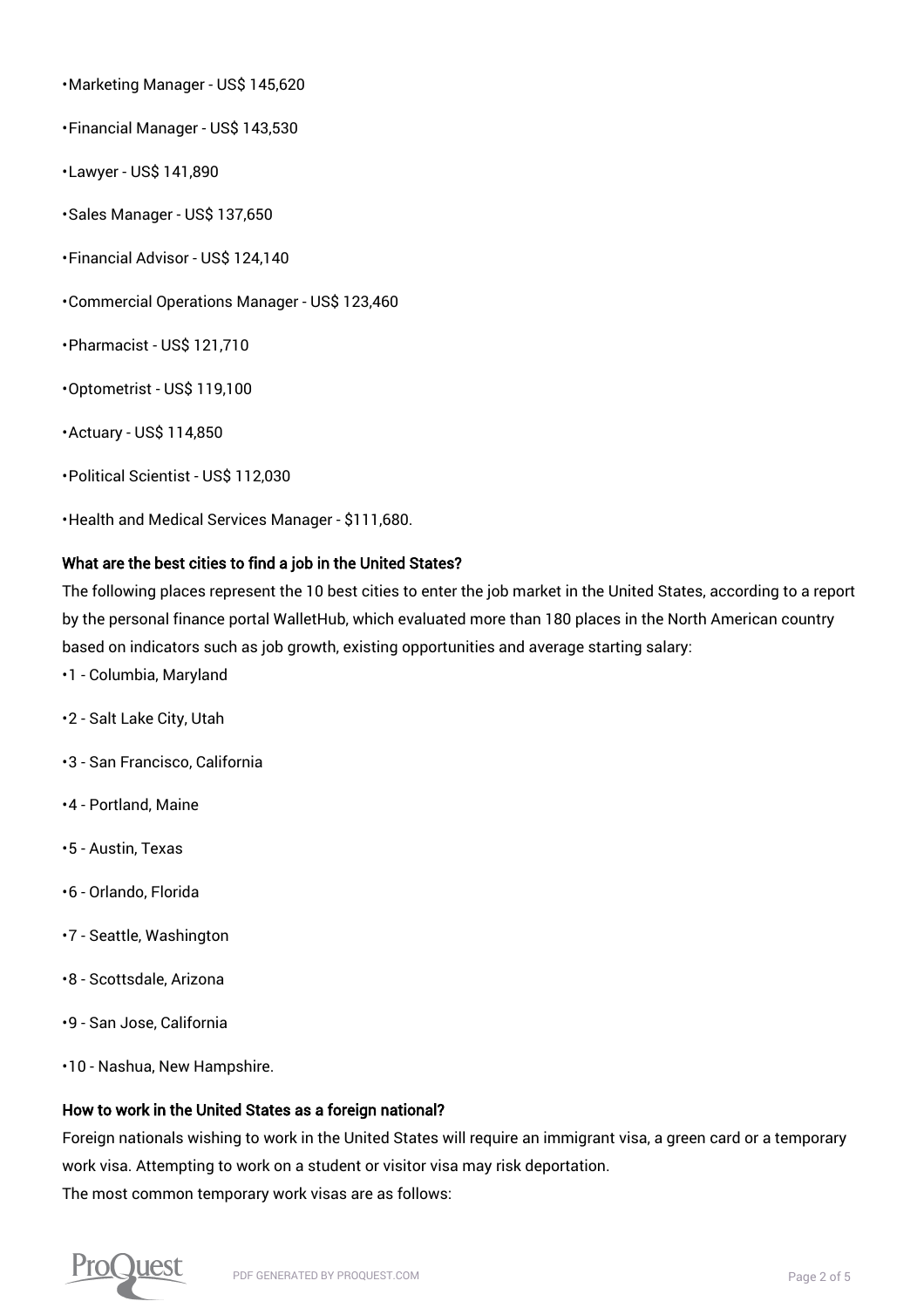- Marketing Manager - US$ 145,620
- Financial Manager - US$ 143,530
- Lawyer - US$ 141,890
- Sales Manager - US$ 137,650
- Financial Advisor - US$ 124,140
- Commercial Operations Manager - US$ 123,460
- Pharmacist - US$ 121,710
- Optometrist - US$ 119,100
- Actuary - US$ 114,850
- Political Scientist - US$ 112,030
- Health and Medical Services Manager - $111,680.

### What are the best cities to find a job in the United States?

The following places represent the 10 best cities to enter the job market in the United States, according to a report by the personal finance portal WalletHub, which evaluated more than 180 places in the North American country based on indicators such as job growth, existing opportunities and average starting salary:

- 1 - Columbia, Maryland
- 2 - Salt Lake City, Utah
- 3 - San Francisco, California
- 4 - Portland, Maine
- 5 - Austin, Texas
- 6 - Orlando, Florida
- 7 - Seattle, Washington
- 8 - Scottsdale, Arizona
- 9 - San Jose, California
- 10 - Nashua, New Hampshire.

### How to work in the United States as a foreign national?

Foreign nationals wishing to work in the United States will require an immigrant visa, a green card or a temporary work visa. Attempting to work on a student or visitor visa may risk deportation.

The most common temporary work visas are as follows: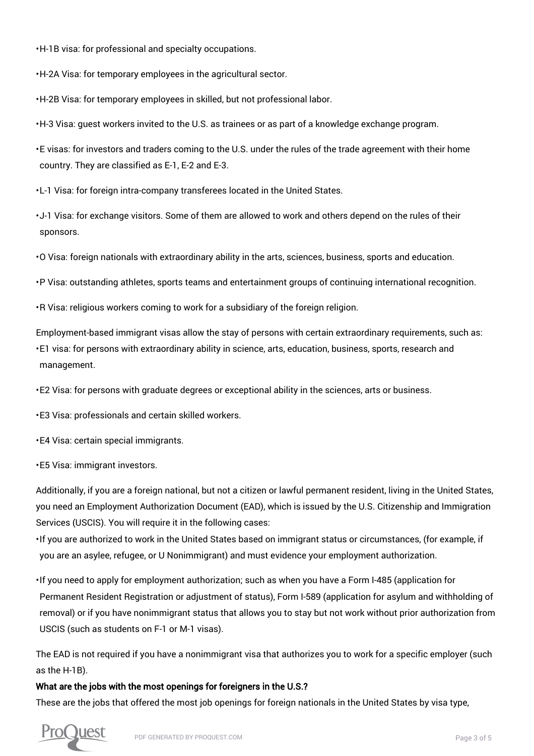- H-1B visa: for professional and specialty occupations.
- H-2A Visa: for temporary employees in the agricultural sector.
- H-2B Visa: for temporary employees in skilled, but not professional labor.
- H-3 Visa: guest workers invited to the U.S. as trainees or as part of a knowledge exchange program.
- E visas: for investors and traders coming to the U.S. under the rules of the trade agreement with their home country. They are classified as E-1, E-2 and E-3.
- L-1 Visa: for foreign intra-company transferees located in the United States.
- J-1 Visa: for exchange visitors. Some of them are allowed to work and others depend on the rules of their sponsors.
- O Visa: foreign nationals with extraordinary ability in the arts, sciences, business, sports and education.
- P Visa: outstanding athletes, sports teams and entertainment groups of continuing international recognition.
- R Visa: religious workers coming to work for a subsidiary of the foreign religion.

Employment-based immigrant visas allow the stay of persons with certain extraordinary requirements, such as:

- E1 visa: for persons with extraordinary ability in science, arts, education, business, sports, research and management.
- E2 Visa: for persons with graduate degrees or exceptional ability in the sciences, arts or business.
- E3 Visa: professionals and certain skilled workers.
- E4 Visa: certain special immigrants.
- E5 Visa: immigrant investors.

Additionally, if you are a foreign national, but not a citizen or lawful permanent resident, living in the United States, you need an Employment Authorization Document (EAD), which is issued by the U.S. Citizenship and Immigration Services (USCIS). You will require it in the following cases:

- If you are authorized to work in the United States based on immigrant status or circumstances, (for example, if you are an asylee, refugee, or U Nonimmigrant) and must evidence your employment authorization.
- If you need to apply for employment authorization; such as when you have a Form I-485 (application for Permanent Resident Registration or adjustment of status), Form I-589 (application for asylum and withholding of removal) or if you have nonimmigrant status that allows you to stay but not work without prior authorization from USCIS (such as students on F-1 or M-1 visas).

The EAD is not required if you have a nonimmigrant visa that authorizes you to work for a specific employer (such as the H-1B).

**What are the jobs with the most openings for foreigners in the U.S.?**

These are the jobs that offered the most job openings for foreign nationals in the United States by visa type,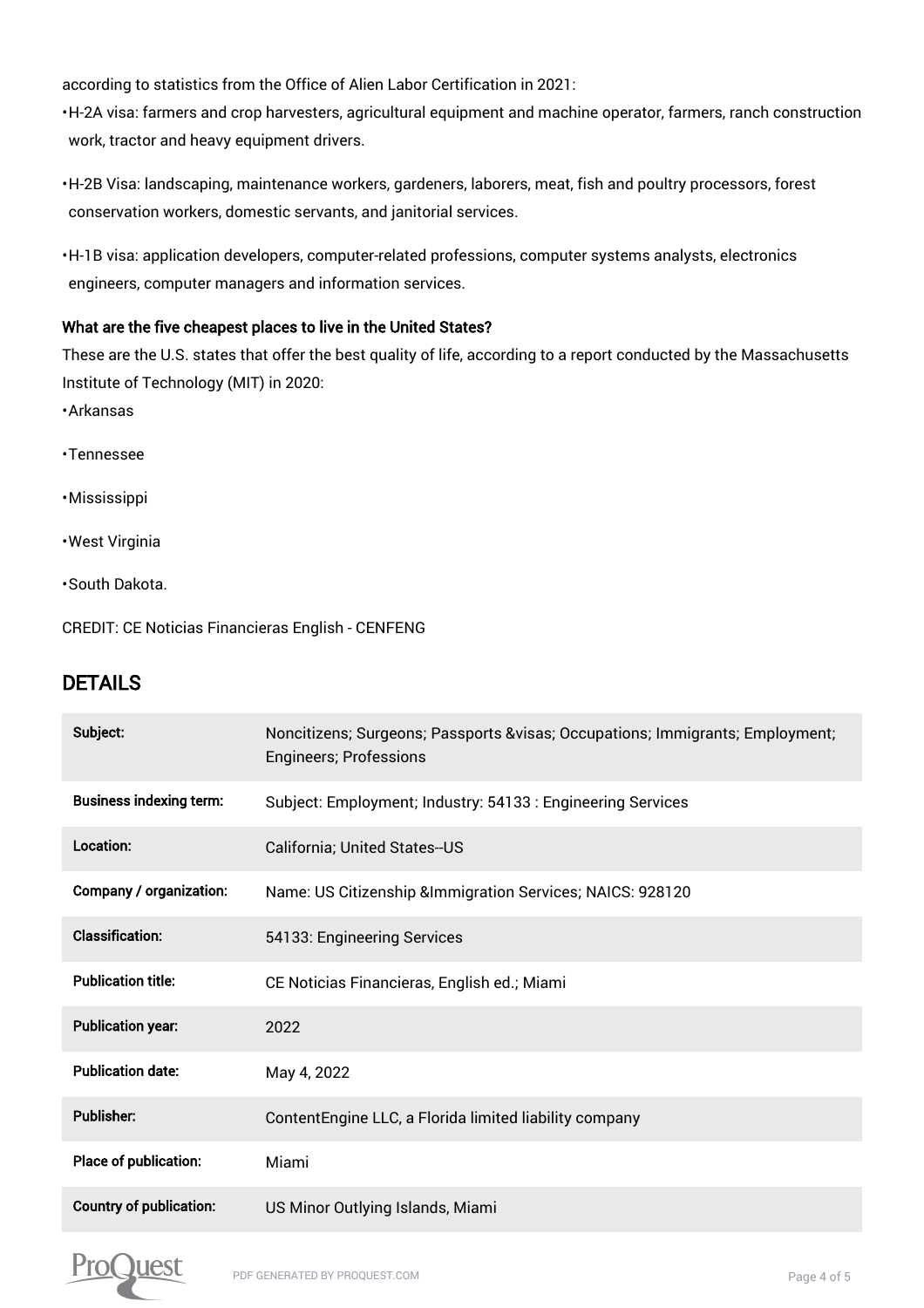according to statistics from the Office of Alien Labor Certification in 2021:

- H-2A visa: farmers and crop harvesters, agricultural equipment and machine operator, farmers, ranch construction work, tractor and heavy equipment drivers.
- H-2B Visa: landscaping, maintenance workers, gardeners, laborers, meat, fish and poultry processors, forest conservation workers, domestic servants, and janitorial services.
- H-1B visa: application developers, computer-related professions, computer systems analysts, electronics engineers, computer managers and information services.

**What are the five cheapest places to live in the United States?**

These are the U.S. states that offer the best quality of life, according to a report conducted by the Massachusetts Institute of Technology (MIT) in 2020:

- Arkansas
- Tennessee
- Mississippi
- West Virginia
- South Dakota.

CREDIT: CE Noticias Financieras English - CENFENG

## DETAILS

| | |
|---|---|
| **Subject:** | Noncitizens; Surgeons; Passports &visas; Occupations; Immigrants; Employment; Engineers; Professions |
| **Business indexing term:** | Subject: Employment; Industry: 54133 : Engineering Services |
| **Location:** | California; United States--US |
| **Company / organization:** | Name: US Citizenship &Immigration Services; NAICS: 928120 |
| **Classification:** | 54133: Engineering Services |
| **Publication title:** | CE Noticias Financieras, English ed.; Miami |
| **Publication year:** | 2022 |
| **Publication date:** | May 4, 2022 |
| **Publisher:** | ContentEngine LLC, a Florida limited liability company |
| **Place of publication:** | Miami |
| **Country of publication:** | US Minor Outlying Islands, Miami |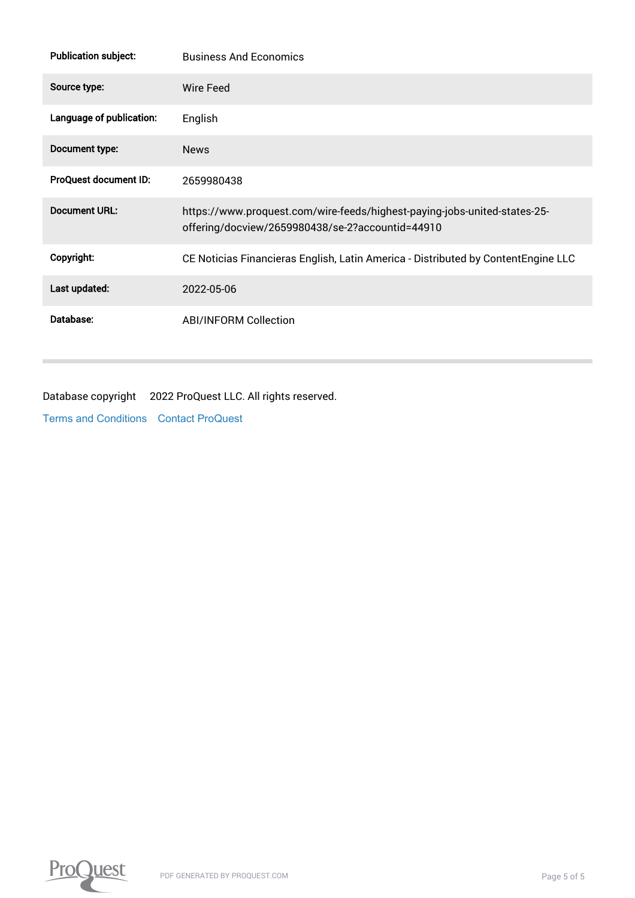| | |
|---|---|
| **Publication subject:** | Business And Economics |
| **Source type:** | Wire Feed |
| **Language of publication:** | English |
| **Document type:** | News |
| **ProQuest document ID:** | 2659980438 |
| **Document URL:** | https://www.proquest.com/wire-feeds/highest-paying-jobs-united-states-25-offering/docview/2659980438/se-2?accountid=44910 |
| **Copyright:** | CE Noticias Financieras English, Latin America - Distributed by ContentEngine LLC |
| **Last updated:** | 2022-05-06 |
| **Database:** | ABI/INFORM Collection |

Database copyright  2022 ProQuest LLC. All rights reserved.

Terms and Conditions  Contact ProQuest